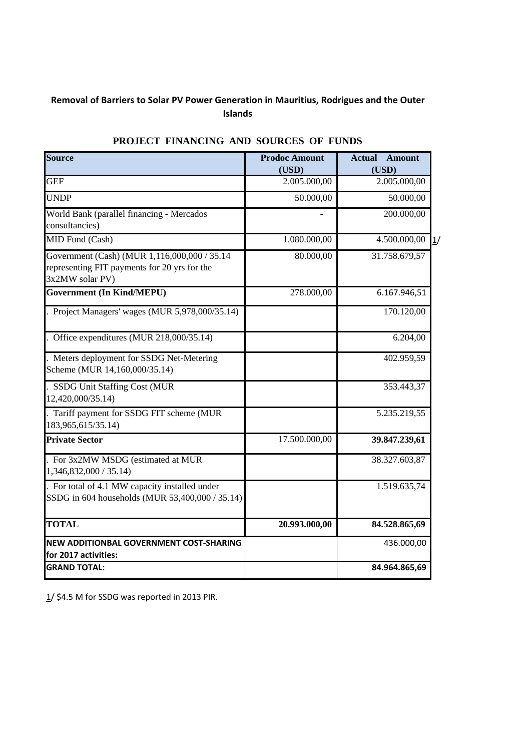**Removal of Barriers to Solar PV Power Generation in Mauritius, Rodrigues and the Outer Islands**

**PROJECT FINANCING AND SOURCES OF FUNDS**

| Source | Prodoc Amount (USD) | Actual Amount (USD) | |
|---|---|---|---|
| GEF | 2.005.000,00 | 2.005.000,00 | |
| UNDP | 50.000,00 | 50.000,00 | |
| World Bank (parallel financing - Mercados consultancies) | - | 200.000,00 | |
| MID Fund (Cash) | 1.080.000,00 | 4.500.000,00 | 1/ |
| Government (Cash) (MUR 1,116,000,000 / 35.14 representing FIT payments for 20 yrs for the 3x2MW solar PV) | 80.000,00 | 31.758.679,57 | |
| **Government (In Kind/MEPU)** | 278.000,00 | 6.167.946,51 | |
| . Project Managers' wages (MUR 5,978,000/35.14) | | 170.120,00 | |
| . Office expenditures (MUR 218,000/35.14) | | 6.204,00 | |
| . Meters deployment for SSDG Net-Metering Scheme (MUR 14,160,000/35.14) | | 402.959,59 | |
| . SSDG Unit Staffing Cost (MUR 12,420,000/35.14) | | 353.443,37 | |
| . Tariff payment for SSDG FIT scheme (MUR 183,965,615/35.14) | | 5.235.219,55 | |
| **Private Sector** | 17.500.000,00 | **39.847.239,61** | |
| . For 3x2MW MSDG (estimated at MUR 1,346,832,000 / 35.14) | | 38.327.603,87 | |
| . For total of 4.1 MW capacity installed under SSDG in 604 households (MUR 53,400,000 / 35.14) | | 1.519.635,74 | |
| **TOTAL** | **20.993.000,00** | **84.528.865,69** | |
| **NEW ADDITIONBAL GOVERNMENT COST-SHARING for 2017 activities:** | | 436.000,00 | |
| **GRAND TOTAL:** | | **84.964.865,69** | |

1/ $4.5 M for SSDG was reported in 2013 PIR.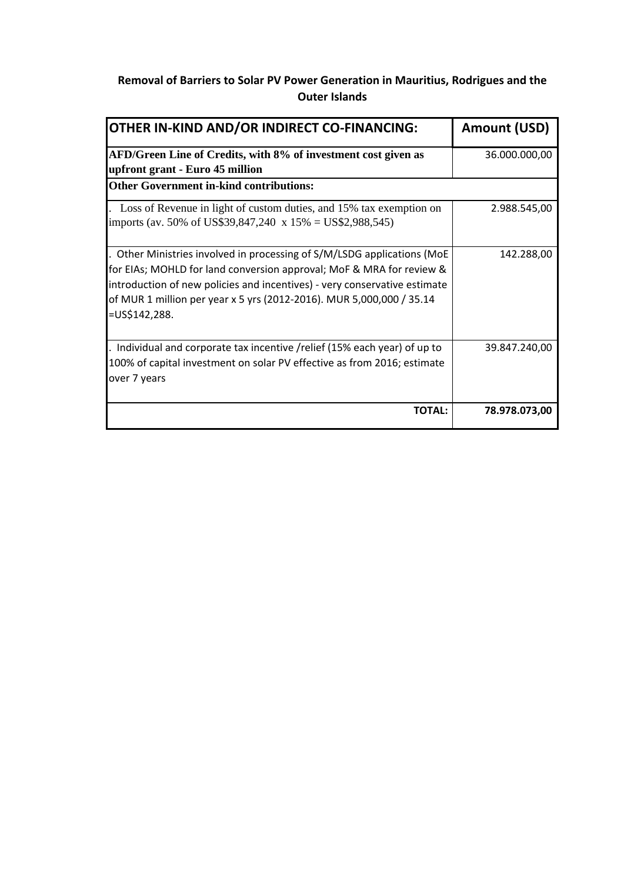**Removal of Barriers to Solar PV Power Generation in Mauritius, Rodrigues and the Outer Islands**

| OTHER IN-KIND AND/OR INDIRECT CO-FINANCING: | Amount (USD) |
|---|---|
| **AFD/Green Line of Credits, with 8% of investment cost given as upfront grant - Euro 45 million** | 36.000.000,00 |
| **Other Government in-kind contributions:** | |
| . Loss of Revenue in light of custom duties, and 15% tax exemption on imports (av. 50% of US$39,847,240 x 15% = US$2,988,545) | 2.988.545,00 |
| . Other Ministries involved in processing of S/M/LSDG applications (MoE for EIAs; MOHLD for land conversion approval; MoF & MRA for review & introduction of new policies and incentives) - very conservative estimate of MUR 1 million per year x 5 yrs (2012-2016). MUR 5,000,000 / 35.14 =US$142,288. | 142.288,00 |
| . Individual and corporate tax incentive /relief (15% each year) of up to 100% of capital investment on solar PV effective as from 2016; estimate over 7 years | 39.847.240,00 |
| **TOTAL:** | **78.978.073,00** |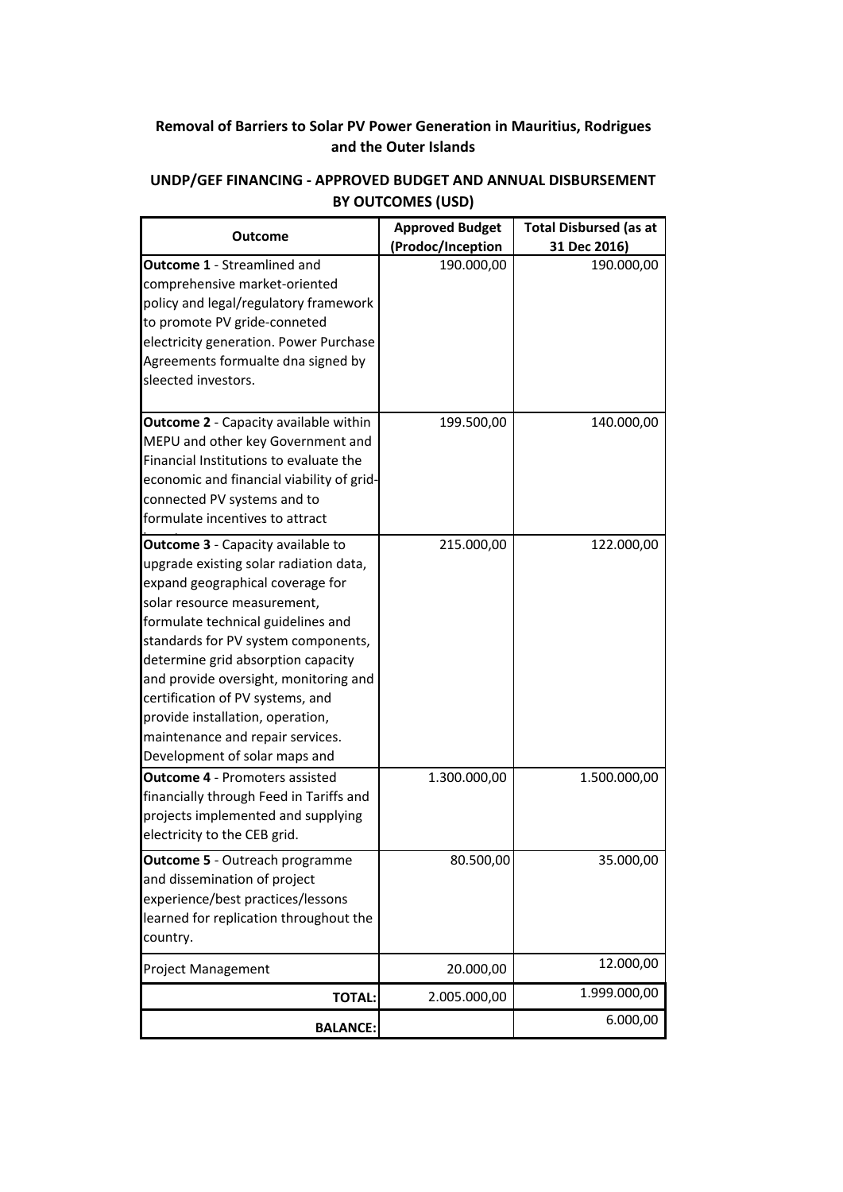## Removal of Barriers to Solar PV Power Generation in Mauritius, Rodrigues and the Outer Islands

### UNDP/GEF FINANCING - APPROVED BUDGET AND ANNUAL DISBURSEMENT BY OUTCOMES (USD)

| Outcome | Approved Budget (Prodoc/Inception | Total Disbursed (as at 31 Dec 2016) |
|---|---|---|
| **Outcome 1** - Streamlined and comprehensive market-oriented policy and legal/regulatory framework to promote PV gride-conneted electricity generation. Power Purchase Agreements formualte dna signed by sleected investors. | 190.000,00 | 190.000,00 |
| **Outcome 2** - Capacity available within MEPU and other key Government and Financial Institutions to evaluate the economic and financial viability of grid-connected PV systems and to formulate incentives to attract | 199.500,00 | 140.000,00 |
| **Outcome 3** - Capacity available to upgrade existing solar radiation data, expand geographical coverage for solar resource measurement, formulate technical guidelines and standards for PV system components, determine grid absorption capacity and provide oversight, monitoring and certification of PV systems, and provide installation, operation, maintenance and repair services. Development of solar maps and | 215.000,00 | 122.000,00 |
| **Outcome 4** - Promoters assisted financially through Feed in Tariffs and projects implemented and supplying electricity to the CEB grid. | 1.300.000,00 | 1.500.000,00 |
| **Outcome 5** - Outreach programme and dissemination of project experience/best practices/lessons learned for replication throughout the country. | 80.500,00 | 35.000,00 |
| Project Management | 20.000,00 | 12.000,00 |
| **TOTAL:** | 2.005.000,00 | 1.999.000,00 |
| **BALANCE:** | | 6.000,00 |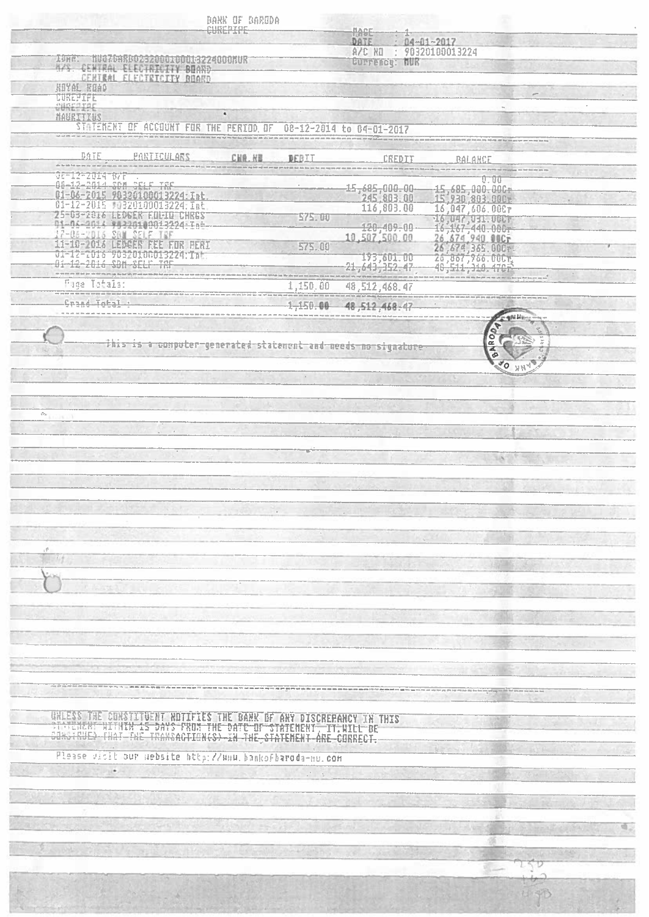BANK OF BARODA
CUREPIPE

PAGE : 1
DATE : 04-01-2017
A/C NO : 90320100013224
Currency: MUR

IBAN: MU07BARB0232000100013224000MUR
A/c: CENTRAL ELECTRICITY BOARD
CENTRAL ELECTRICITY BOARD
ROYAL ROAD
CUREPIPE
CUREPIPE
MAURITIUS

STATEMENT OF ACCOUNT FOR THE PERIOD OF 08-12-2014 to 04-01-2017

| DATE | PARTICULARS | CHQ.NO | DEBIT | CREDIT | BALANCE |
|---|---|---|---|---|---|
| 08-12-2014 | B/F | | | | 0.00 |
| 08-12-2014 | SDM SELF TRF | | | 15,685,000.00 | 15,685,000.00Cr |
| 01-06-2015 | 90320100013224:Int. | | | 245,803.00 | 15,930,803.00Cr |
| 01-12-2015 | 90320100013224:Int. | | | 116,803.00 | 16,047,606.00Cr |
| 25-03-2016 | LEDGER FOLIO CHRGS | | 575.00 | | 16,047,031.00Cr |
| 01-06-2016 | 90320100013224:Int. | | | 120,409.00 | 16,167,440.00Cr |
| 17-06-2016 | SDM SELF TRF | | | 10,507,500.00 | 26,674,940.00Cr |
| 11-10-2016 | LEDGER FEE FOR PERI | | 575.00 | | 26,674,365.00Cr |
| 01-12-2016 | 90320100013224:Int. | | | 193,601.00 | 26,867,966.00Cr |
| 01-12-2016 | SDM SELF TRF | | | 21,643,352.47 | 48,511,318.47Cr |
| | Page Totals: | | 1,150.00 | 48,512,468.47 | |
| | Grand Total : | | 1,150.00 | 48,512,468.47 | |

This is a computer-generated statement and needs no signature

UNLESS THE CONSTITUENT NOTIFIES THE BANK OF ANY DISCREPANCY IN THIS STATEMENT WITHIN 15 DAYS FROM THE DATE OF STATEMENT, IT WILL BE CONSTRUED THAT THE TRANSACTION(S) IN THE STATEMENT ARE CORRECT.

Please visit our website http://www.bankofbaroda-mu.com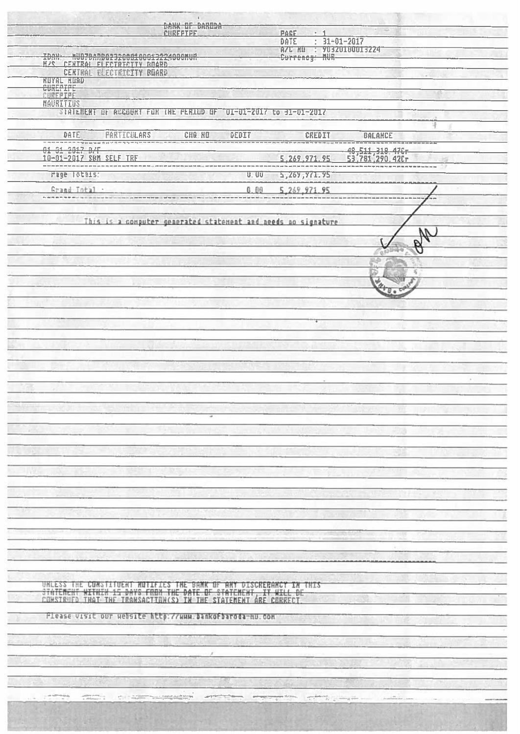BANK OF BARODA
CUREPIPE

PAGE : 1
DATE : 31-01-2017
A/C NO : 90320100013224
Currency: MUR

IBAN: MU07BARB0232000100013224000MUR
M/S CENTRAL ELECTRICITY BOARD
CENTRAL ELECTRICITY BOARD
ROYAL ROAD
CUREPIPE
CUREPIPE
MAURITIUS

STATEMENT OF ACCOUNT FOR THE PERIOD OF 01-01-2017 to 31-01-2017

| DATE | PARTICULARS | CHQ NO | DEBIT | CREDIT | BALANCE |
|---|---|---|---|---|---|
| 01-01-2017 | B/F | | | | 48,511,318.47Cr |
| 10-01-2017 | SKM SELF TRF | | | 5,269,971.95 | 53,781,290.42Cr |
| Page Totals: | | | 0.00 | 5,269,971.95 | |
| Grand Total : | | | 0.00 | 5,269,971.95 | |

This is a computer generated statement and needs no signature

UNLESS THE CONSTITUENT NOTIFIES THE BANK OF ANY DISCREPANCY IN THIS STATEMENT WITHIN 15 DAYS FROM THE DATE OF STATEMENT, IT WILL BE CONSTRUED THAT THE TRANSACTION(S) IN THE STATEMENT ARE CORRECT.

Please visit our website http://www.bankofbaroda-mu.com